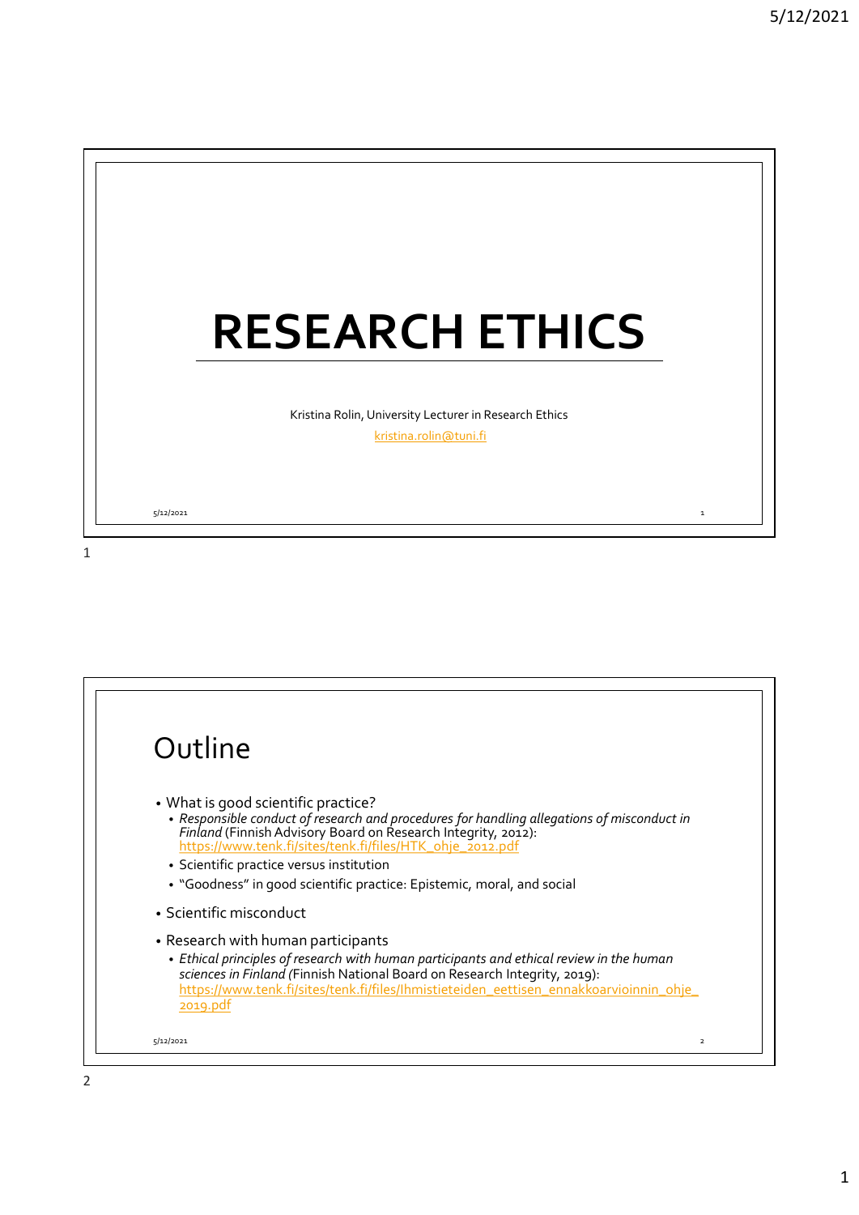# RESEARCH ETHICS

Kristina Rolin, University Lecturer in Research Ethics

kristina.rolin@tuni.fi

## Outline

- What is good scientific practice?
  - *Responsible conduct of research and procedures for handling allegations of misconduct in Finland* (Finnish Advisory Board on Research Integrity, 2012): https://www.tenk.fi/sites/tenk.fi/files/HTK_ohje_2012.pdf
  - Scientific practice versus institution
  - "Goodness" in good scientific practice: Epistemic, moral, and social
- Scientific misconduct
- Research with human participants
  - *Ethical principles of research with human participants and ethical review in the human sciences in Finland (*Finnish National Board on Research Integrity, 2019): https://www.tenk.fi/sites/tenk.fi/files/Ihmistieteiden_eettisen_ennakkoarvioinnin_ohje_2019.pdf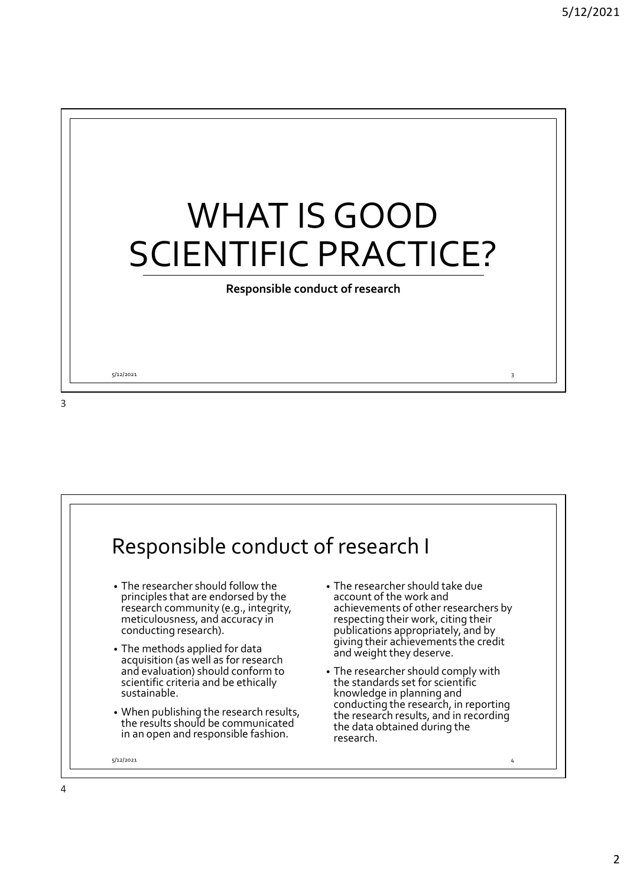# WHAT IS GOOD SCIENTIFIC PRACTICE?

**Responsible conduct of research**

## Responsible conduct of research I

- The researcher should follow the principles that are endorsed by the research community (e.g., integrity, meticulousness, and accuracy in conducting research).
- The methods applied for data acquisition (as well as for research and evaluation) should conform to scientific criteria and be ethically sustainable.
- When publishing the research results, the results should be communicated in an open and responsible fashion.
- The researcher should take due account of the work and achievements of other researchers by respecting their work, citing their publications appropriately, and by giving their achievements the credit and weight they deserve.
- The researcher should comply with the standards set for scientific knowledge in planning and conducting the research, in reporting the research results, and in recording the data obtained during the research.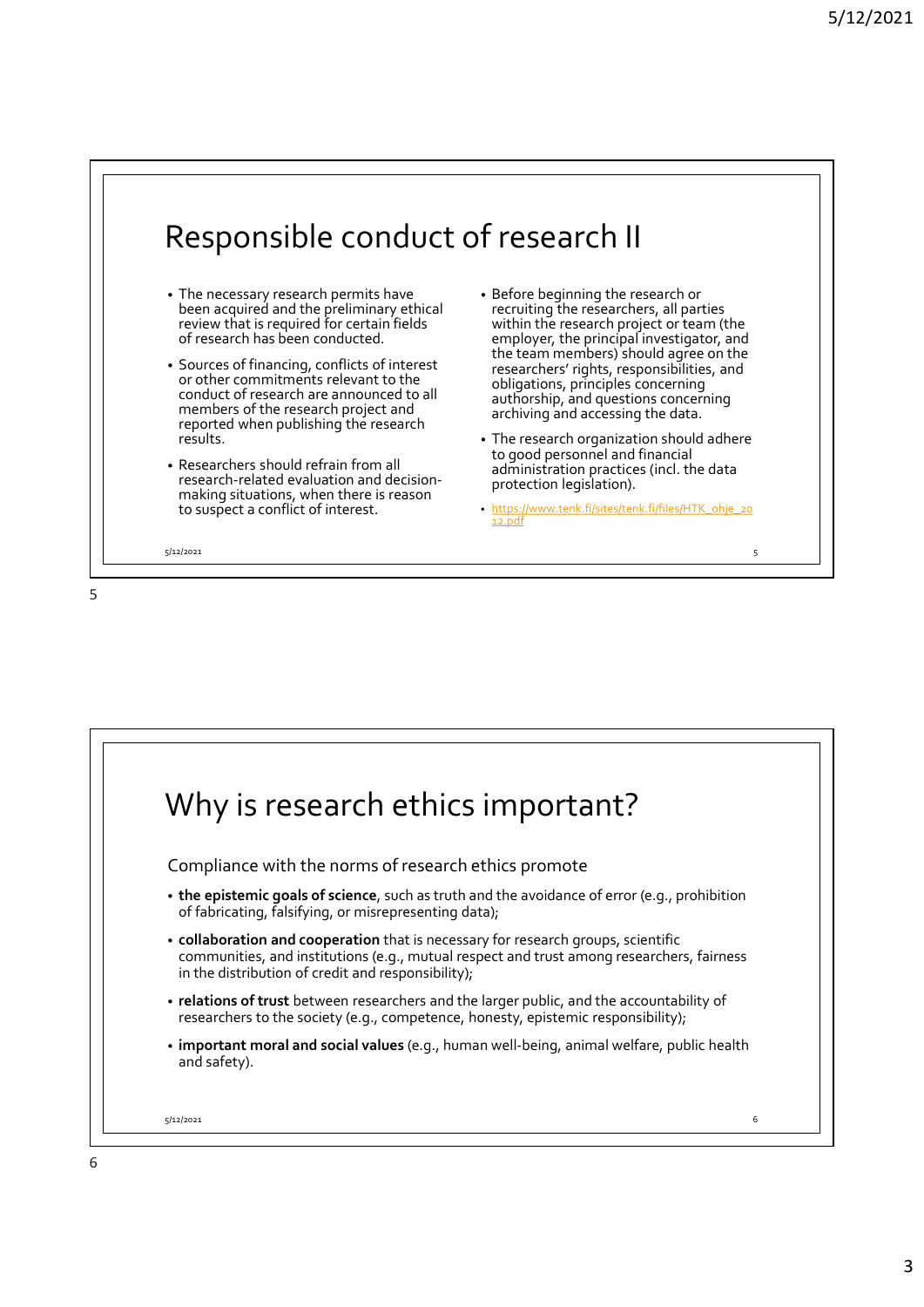# Responsible conduct of research II

- The necessary research permits have been acquired and the preliminary ethical review that is required for certain fields of research has been conducted.
- Sources of financing, conflicts of interest or other commitments relevant to the conduct of research are announced to all members of the research project and reported when publishing the research results.
- Researchers should refrain from all research-related evaluation and decision-making situations, when there is reason to suspect a conflict of interest.
- Before beginning the research or recruiting the researchers, all parties within the research project or team (the employer, the principal investigator, and the team members) should agree on the researchers' rights, responsibilities, and obligations, principles concerning authorship, and questions concerning archiving and accessing the data.
- The research organization should adhere to good personnel and financial administration practices (incl. the data protection legislation).
- https://www.tenk.fi/sites/tenk.fi/files/HTK_ohje_2012.pdf

# Why is research ethics important?

Compliance with the norms of research ethics promote

- **the epistemic goals of science**, such as truth and the avoidance of error (e.g., prohibition of fabricating, falsifying, or misrepresenting data);
- **collaboration and cooperation** that is necessary for research groups, scientific communities, and institutions (e.g., mutual respect and trust among researchers, fairness in the distribution of credit and responsibility);
- **relations of trust** between researchers and the larger public, and the accountability of researchers to the society (e.g., competence, honesty, epistemic responsibility);
- **important moral and social values** (e.g., human well-being, animal welfare, public health and safety).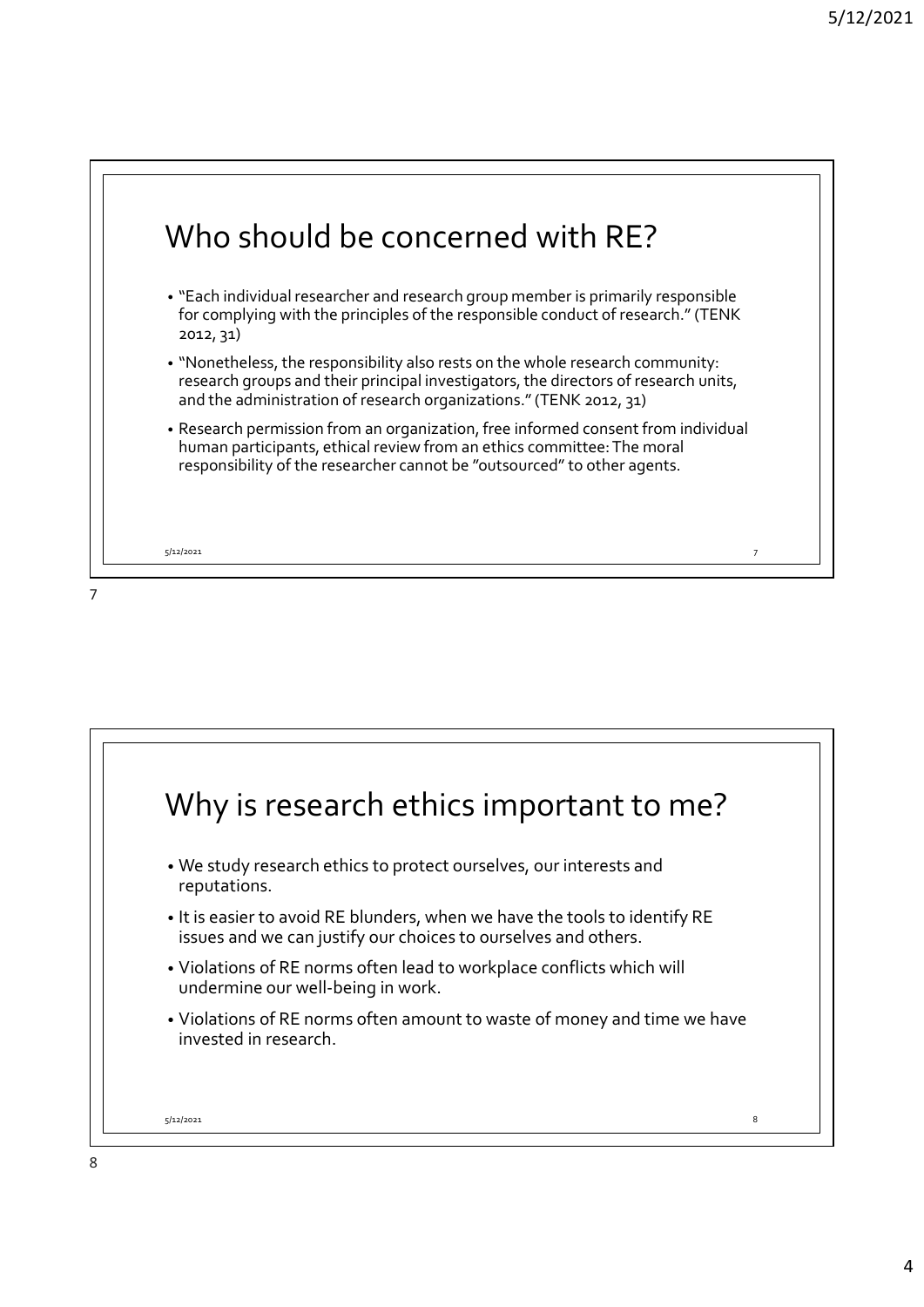## Who should be concerned with RE?

- "Each individual researcher and research group member is primarily responsible for complying with the principles of the responsible conduct of research." (TENK 2012, 31)
- "Nonetheless, the responsibility also rests on the whole research community: research groups and their principal investigators, the directors of research units, and the administration of research organizations." (TENK 2012, 31)
- Research permission from an organization, free informed consent from individual human participants, ethical review from an ethics committee: The moral responsibility of the researcher cannot be "outsourced" to other agents.

## Why is research ethics important to me?

- We study research ethics to protect ourselves, our interests and reputations.
- It is easier to avoid RE blunders, when we have the tools to identify RE issues and we can justify our choices to ourselves and others.
- Violations of RE norms often lead to workplace conflicts which will undermine our well-being in work.
- Violations of RE norms often amount to waste of money and time we have invested in research.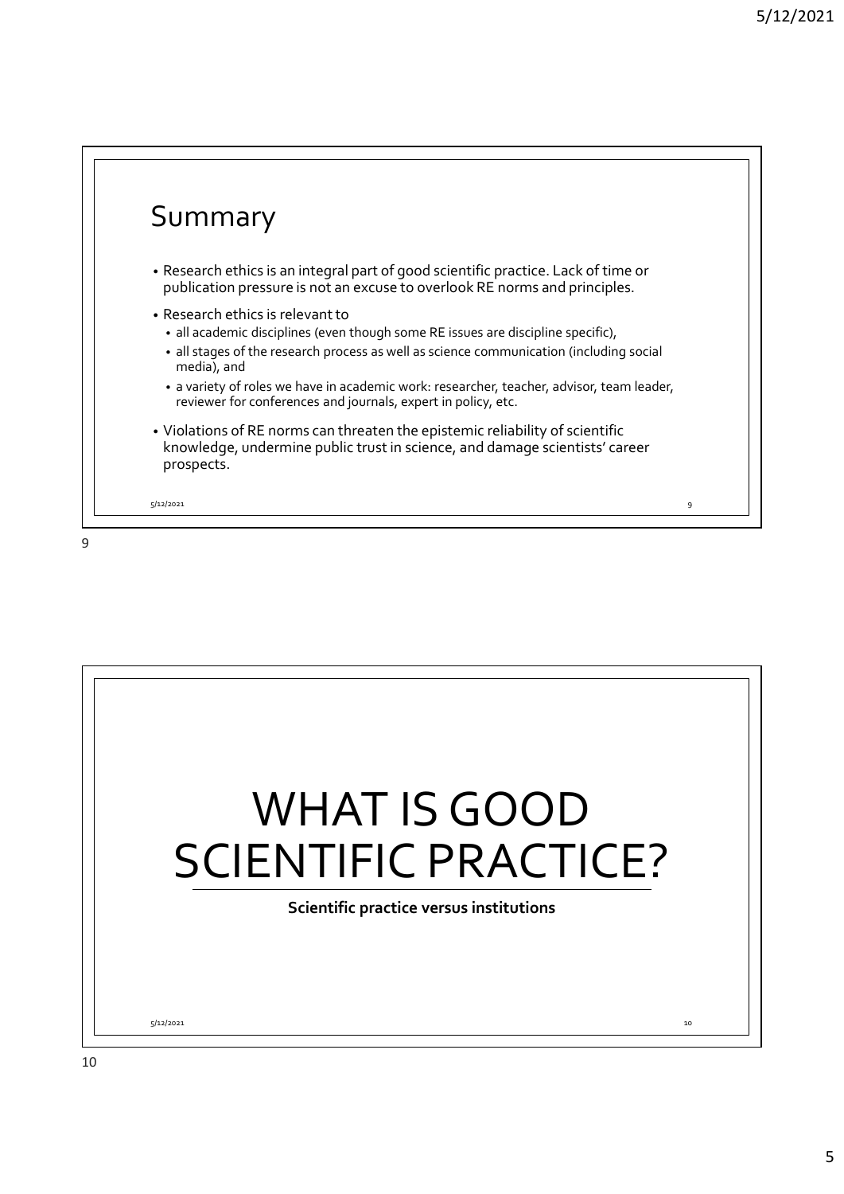## Summary

- Research ethics is an integral part of good scientific practice. Lack of time or publication pressure is not an excuse to overlook RE norms and principles.
- Research ethics is relevant to
  - all academic disciplines (even though some RE issues are discipline specific),
  - all stages of the research process as well as science communication (including social media), and
  - a variety of roles we have in academic work: researcher, teacher, advisor, team leader, reviewer for conferences and journals, expert in policy, etc.
- Violations of RE norms can threaten the epistemic reliability of scientific knowledge, undermine public trust in science, and damage scientists' career prospects.

# WHAT IS GOOD SCIENTIFIC PRACTICE?

**Scientific practice versus institutions**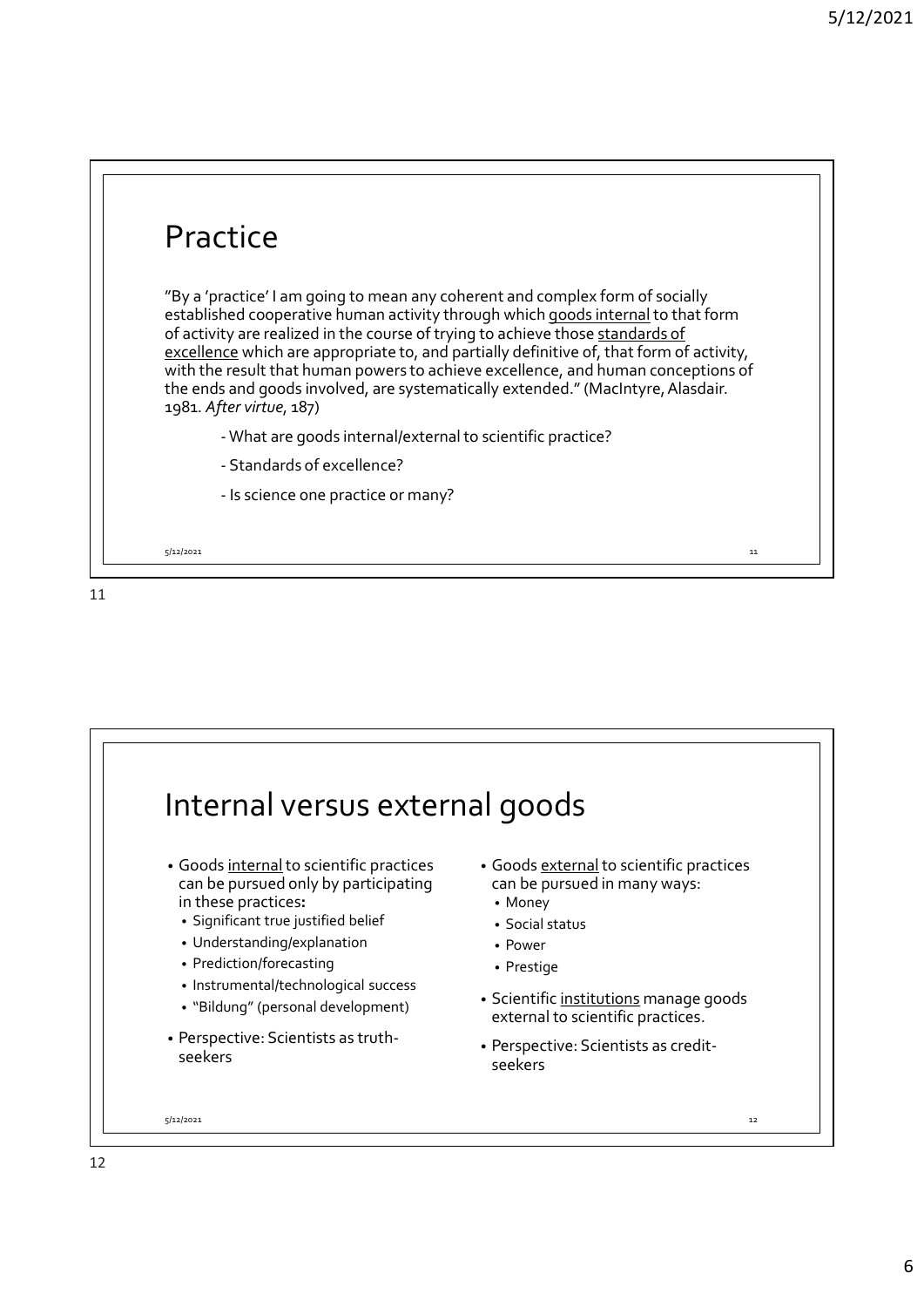## Practice

"By a 'practice' I am going to mean any coherent and complex form of socially established cooperative human activity through which goods internal to that form of activity are realized in the course of trying to achieve those standards of excellence which are appropriate to, and partially definitive of, that form of activity, with the result that human powers to achieve excellence, and human conceptions of the ends and goods involved, are systematically extended." (MacIntyre, Alasdair. 1981. *After virtue*, 187)

- What are goods internal/external to scientific practice?
- Standards of excellence?
- Is science one practice or many?

## Internal versus external goods

- Goods internal to scientific practices can be pursued only by participating in these practices:
  - Significant true justified belief
  - Understanding/explanation
  - Prediction/forecasting
  - Instrumental/technological success
  - "Bildung" (personal development)
- Perspective: Scientists as truth-seekers

- Goods external to scientific practices can be pursued in many ways:
  - Money
  - Social status
  - Power
  - Prestige
- Scientific institutions manage goods external to scientific practices.
- Perspective: Scientists as credit-seekers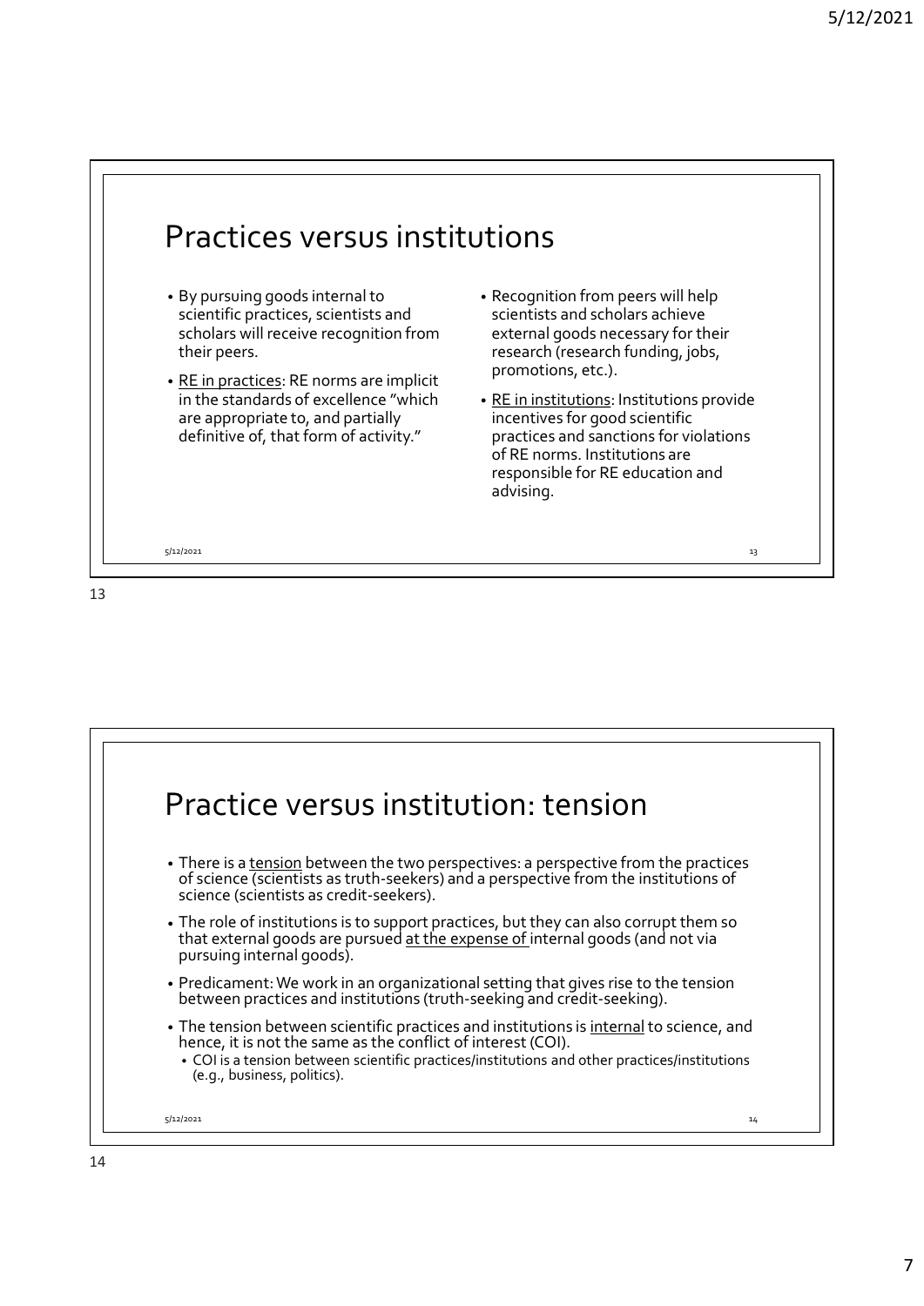## Practices versus institutions

- By pursuing goods internal to scientific practices, scientists and scholars will receive recognition from their peers.
- RE in practices: RE norms are implicit in the standards of excellence "which are appropriate to, and partially definitive of, that form of activity."
- Recognition from peers will help scientists and scholars achieve external goods necessary for their research (research funding, jobs, promotions, etc.).
- RE in institutions: Institutions provide incentives for good scientific practices and sanctions for violations of RE norms. Institutions are responsible for RE education and advising.

## Practice versus institution: tension

- There is a tension between the two perspectives: a perspective from the practices of science (scientists as truth-seekers) and a perspective from the institutions of science (scientists as credit-seekers).
- The role of institutions is to support practices, but they can also corrupt them so that external goods are pursued at the expense of internal goods (and not via pursuing internal goods).
- Predicament: We work in an organizational setting that gives rise to the tension between practices and institutions (truth-seeking and credit-seeking).
- The tension between scientific practices and institutions is internal to science, and hence, it is not the same as the conflict of interest (COI).
  - COI is a tension between scientific practices/institutions and other practices/institutions (e.g., business, politics).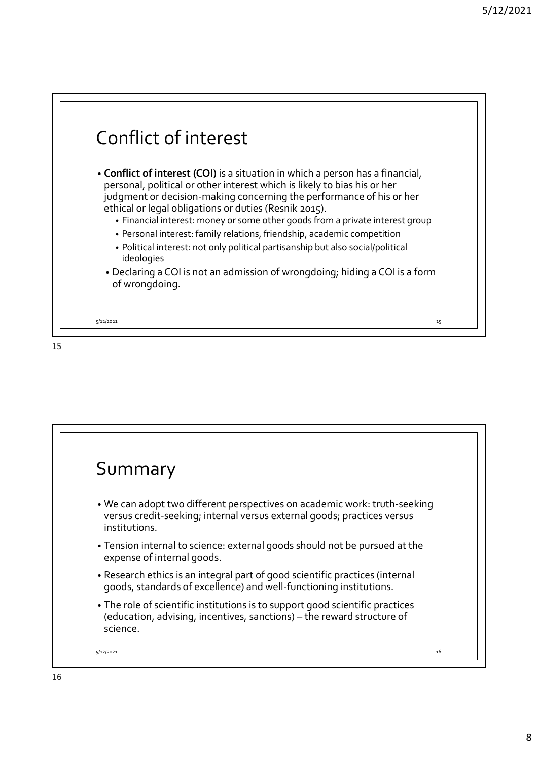# Conflict of interest

- **Conflict of interest (COI)** is a situation in which a person has a financial, personal, political or other interest which is likely to bias his or her judgment or decision-making concerning the performance of his or her ethical or legal obligations or duties (Resnik 2015).
  - Financial interest: money or some other goods from a private interest group
  - Personal interest: family relations, friendship, academic competition
  - Political interest: not only political partisanship but also social/political ideologies
- Declaring a COI is not an admission of wrongdoing; hiding a COI is a form of wrongdoing.

# Summary

- We can adopt two different perspectives on academic work: truth-seeking versus credit-seeking; internal versus external goods; practices versus institutions.
- Tension internal to science: external goods should <u>not</u> be pursued at the expense of internal goods.
- Research ethics is an integral part of good scientific practices (internal goods, standards of excellence) and well-functioning institutions.
- The role of scientific institutions is to support good scientific practices (education, advising, incentives, sanctions) – the reward structure of science.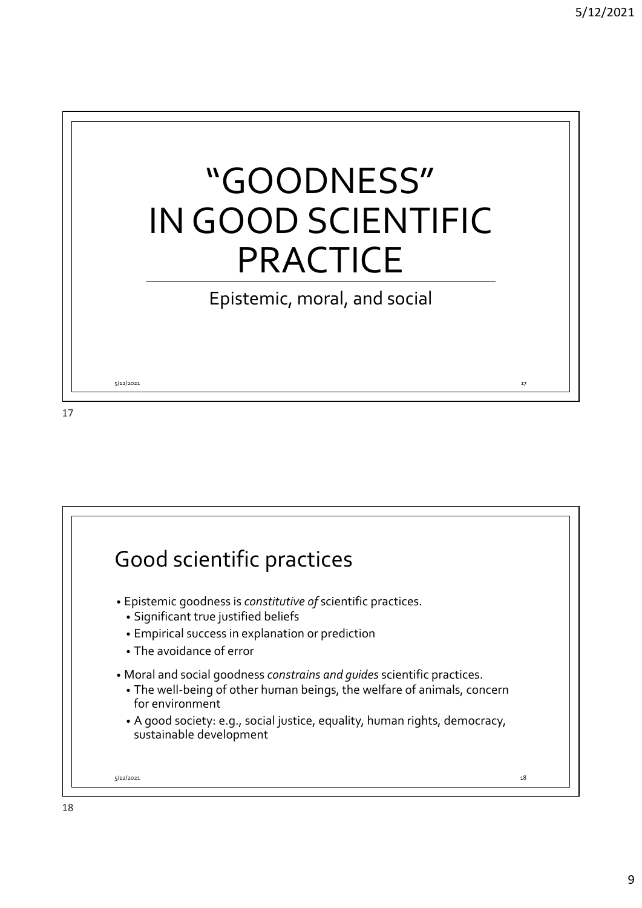# "GOODNESS" IN GOOD SCIENTIFIC PRACTICE

Epistemic, moral, and social

## Good scientific practices

- Epistemic goodness is *constitutive of* scientific practices.
  - Significant true justified beliefs
  - Empirical success in explanation or prediction
  - The avoidance of error
- Moral and social goodness *constrains and guides* scientific practices.
  - The well-being of other human beings, the welfare of animals, concern for environment
  - A good society: e.g., social justice, equality, human rights, democracy, sustainable development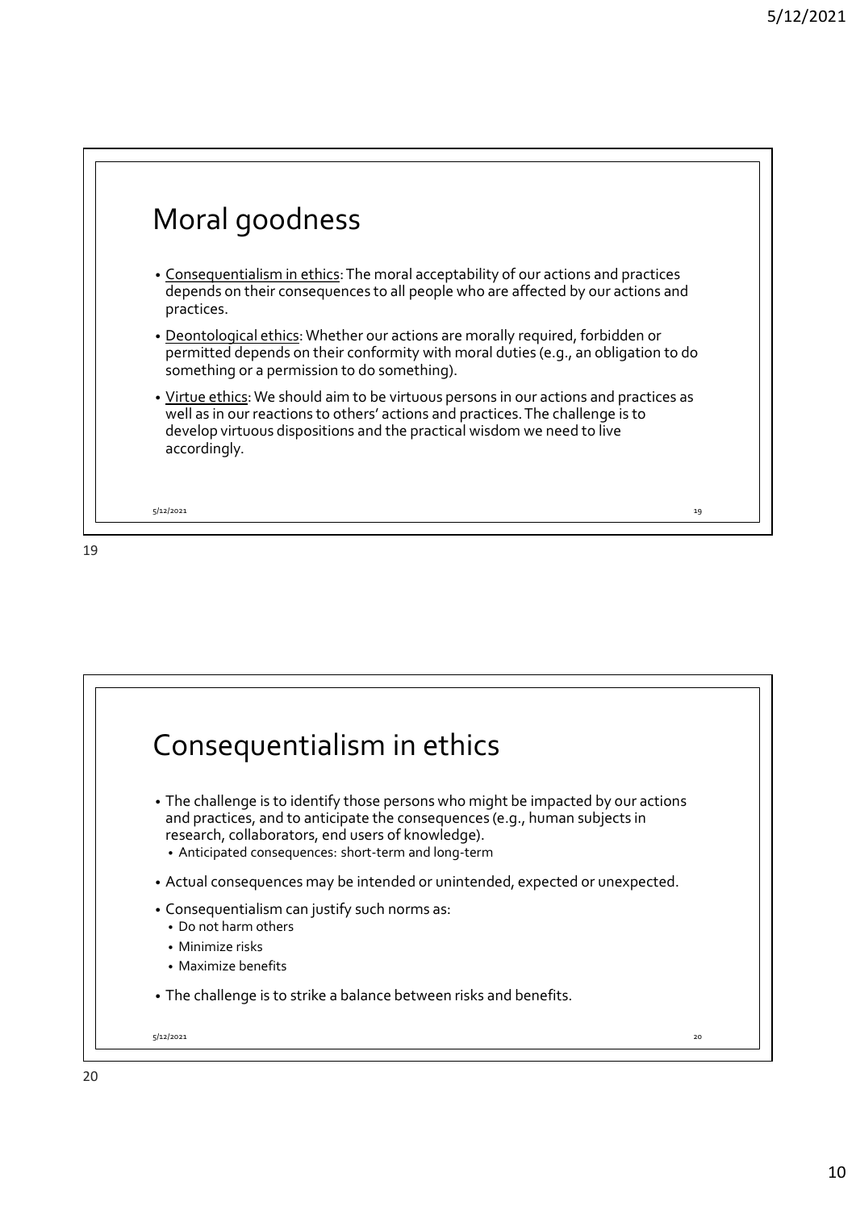## Moral goodness

- Consequentialism in ethics: The moral acceptability of our actions and practices depends on their consequences to all people who are affected by our actions and practices.
- Deontological ethics: Whether our actions are morally required, forbidden or permitted depends on their conformity with moral duties (e.g., an obligation to do something or a permission to do something).
- Virtue ethics: We should aim to be virtuous persons in our actions and practices as well as in our reactions to others' actions and practices. The challenge is to develop virtuous dispositions and the practical wisdom we need to live accordingly.

## Consequentialism in ethics

- The challenge is to identify those persons who might be impacted by our actions and practices, and to anticipate the consequences (e.g., human subjects in research, collaborators, end users of knowledge).
  - Anticipated consequences: short-term and long-term
- Actual consequences may be intended or unintended, expected or unexpected.
- Consequentialism can justify such norms as:
  - Do not harm others
  - Minimize risks
  - Maximize benefits
- The challenge is to strike a balance between risks and benefits.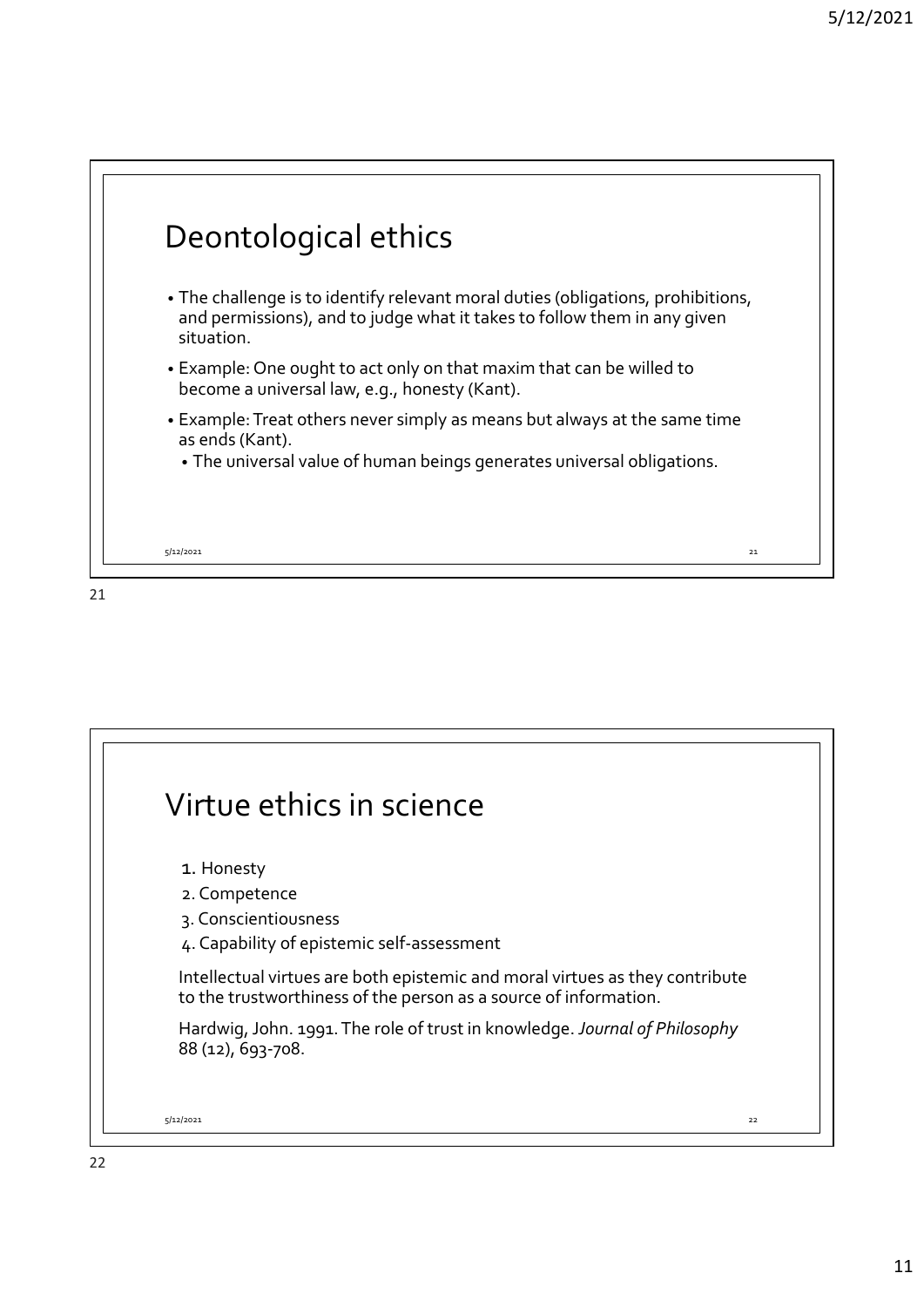# Deontological ethics

- The challenge is to identify relevant moral duties (obligations, prohibitions, and permissions), and to judge what it takes to follow them in any given situation.
- Example: One ought to act only on that maxim that can be willed to become a universal law, e.g., honesty (Kant).
- Example: Treat others never simply as means but always at the same time as ends (Kant).
  - The universal value of human beings generates universal obligations.

# Virtue ethics in science

1. Honesty
2. Competence
3. Conscientiousness
4. Capability of epistemic self-assessment

Intellectual virtues are both epistemic and moral virtues as they contribute to the trustworthiness of the person as a source of information.

Hardwig, John. 1991. The role of trust in knowledge. *Journal of Philosophy* 88 (12), 693-708.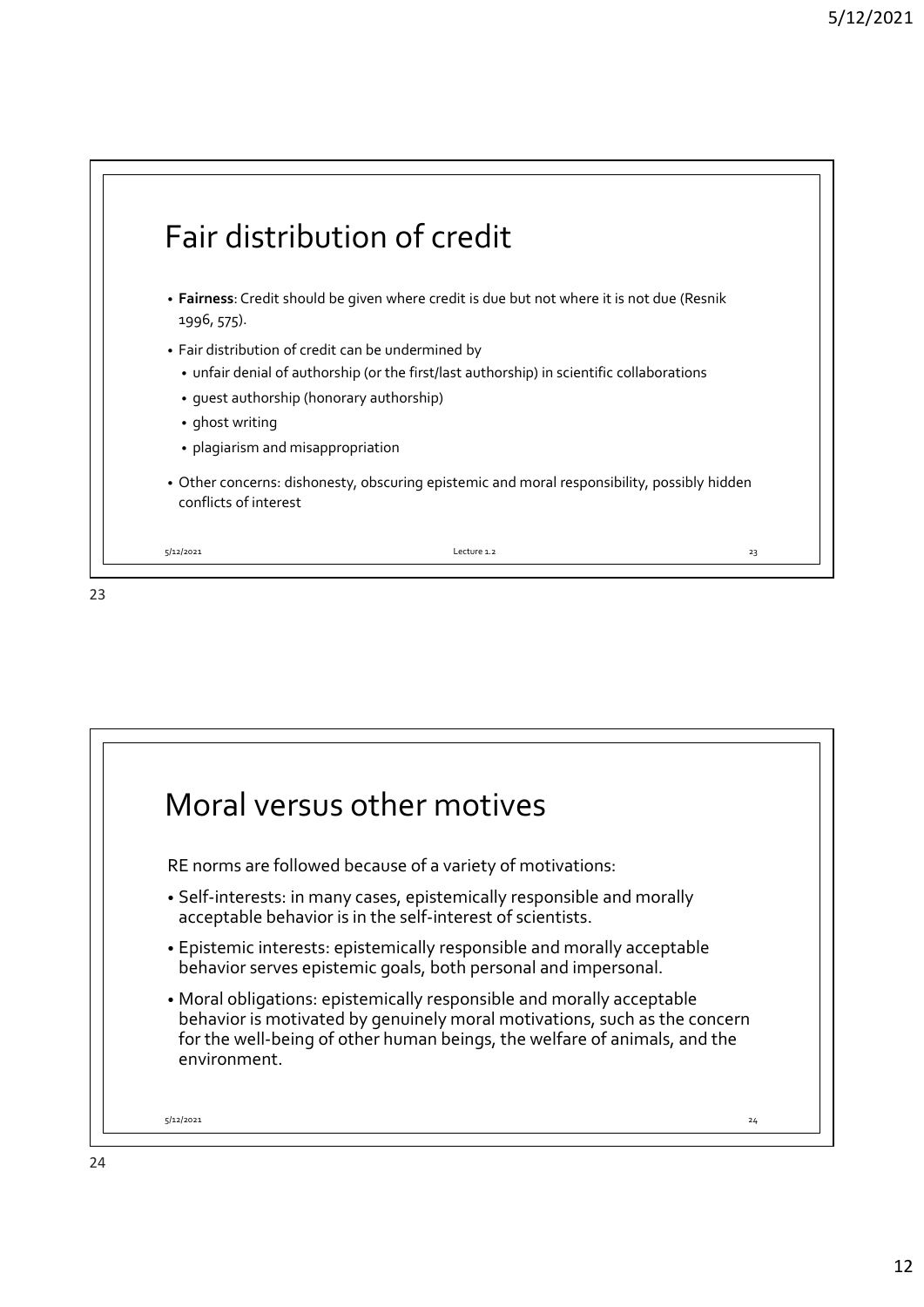# Fair distribution of credit

- **Fairness**: Credit should be given where credit is due but not where it is not due (Resnik 1996, 575).
- Fair distribution of credit can be undermined by
  - unfair denial of authorship (or the first/last authorship) in scientific collaborations
  - guest authorship (honorary authorship)
  - ghost writing
  - plagiarism and misappropriation
- Other concerns: dishonesty, obscuring epistemic and moral responsibility, possibly hidden conflicts of interest

# Moral versus other motives

RE norms are followed because of a variety of motivations:

- Self-interests: in many cases, epistemically responsible and morally acceptable behavior is in the self-interest of scientists.
- Epistemic interests: epistemically responsible and morally acceptable behavior serves epistemic goals, both personal and impersonal.
- Moral obligations: epistemically responsible and morally acceptable behavior is motivated by genuinely moral motivations, such as the concern for the well-being of other human beings, the welfare of animals, and the environment.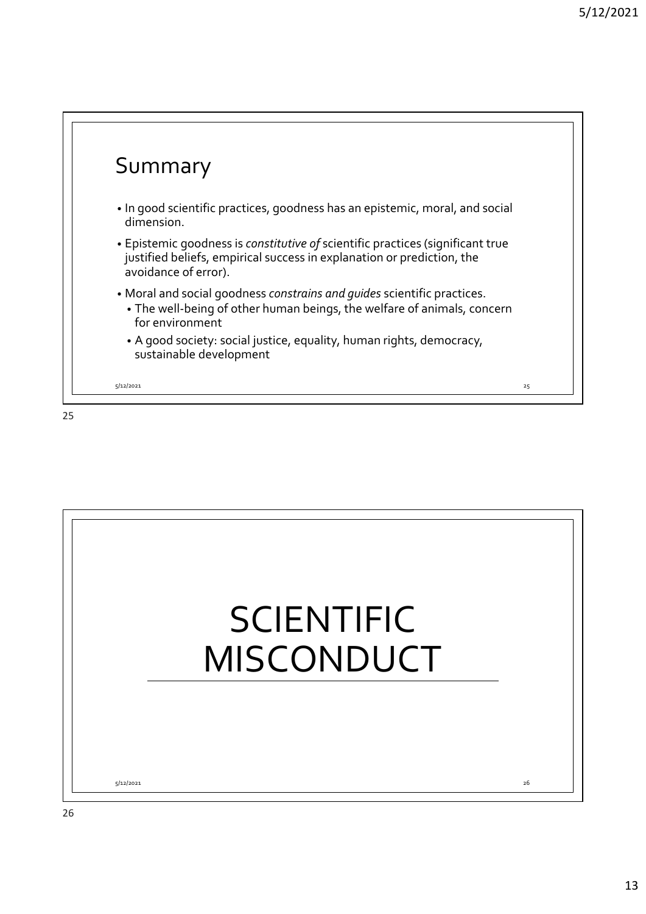## Summary

- In good scientific practices, goodness has an epistemic, moral, and social dimension.
- Epistemic goodness is *constitutive of* scientific practices (significant true justified beliefs, empirical success in explanation or prediction, the avoidance of error).
- Moral and social goodness *constrains and guides* scientific practices.
  - The well-being of other human beings, the welfare of animals, concern for environment
  - A good society: social justice, equality, human rights, democracy, sustainable development

# SCIENTIFIC MISCONDUCT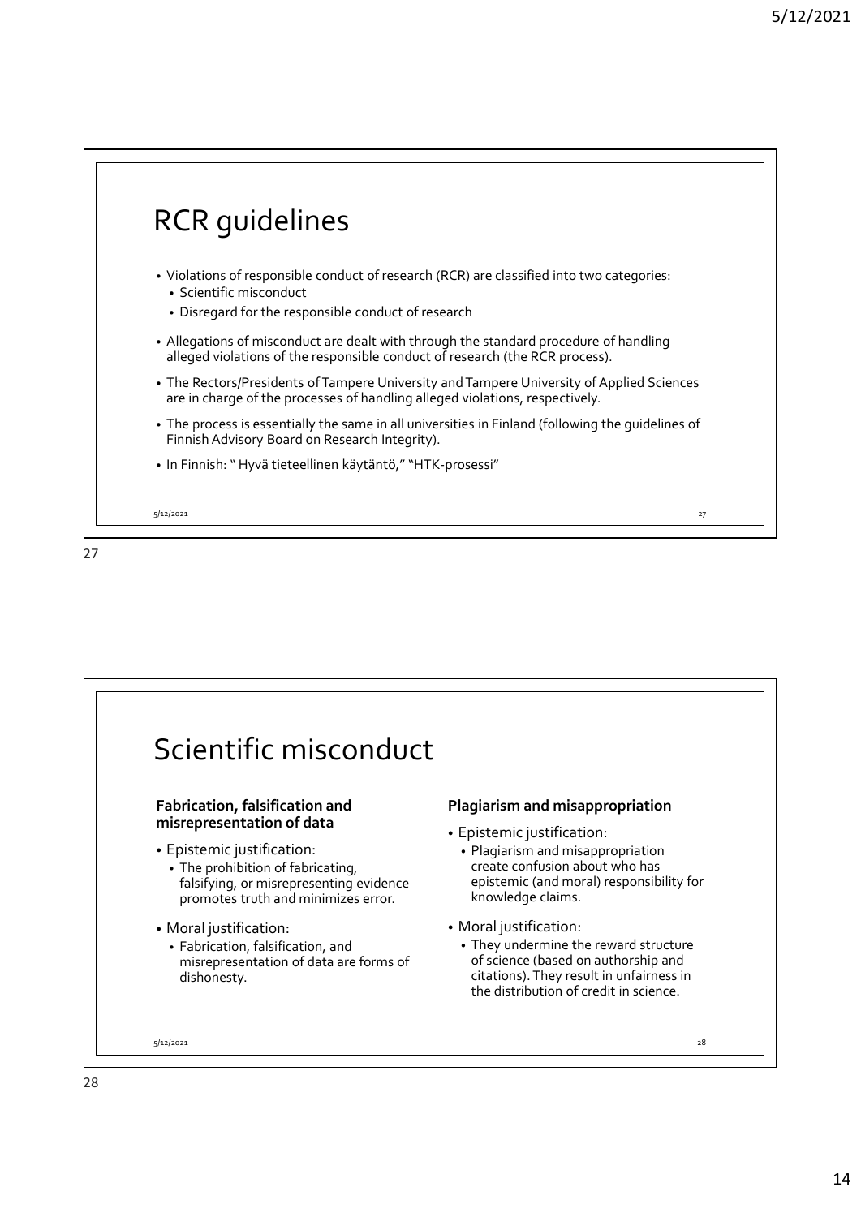# RCR guidelines

- Violations of responsible conduct of research (RCR) are classified into two categories:
  - Scientific misconduct
  - Disregard for the responsible conduct of research
- Allegations of misconduct are dealt with through the standard procedure of handling alleged violations of the responsible conduct of research (the RCR process).
- The Rectors/Presidents of Tampere University and Tampere University of Applied Sciences are in charge of the processes of handling alleged violations, respectively.
- The process is essentially the same in all universities in Finland (following the guidelines of Finnish Advisory Board on Research Integrity).
- In Finnish: " Hyvä tieteellinen käytäntö," "HTK-prosessi"

# Scientific misconduct

**Fabrication, falsification and misrepresentation of data**

- Epistemic justification:
  - The prohibition of fabricating, falsifying, or misrepresenting evidence promotes truth and minimizes error.
- Moral justification:
  - Fabrication, falsification, and misrepresentation of data are forms of dishonesty.

**Plagiarism and misappropriation**

- Epistemic justification:
  - Plagiarism and misappropriation create confusion about who has epistemic (and moral) responsibility for knowledge claims.
- Moral justification:
  - They undermine the reward structure of science (based on authorship and citations). They result in unfairness in the distribution of credit in science.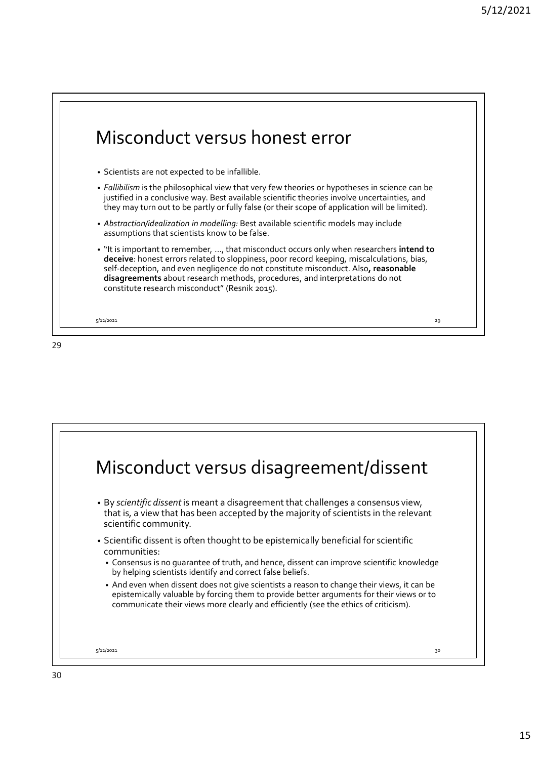# Misconduct versus honest error

- Scientists are not expected to be infallible.
- *Fallibilism* is the philosophical view that very few theories or hypotheses in science can be justified in a conclusive way. Best available scientific theories involve uncertainties, and they may turn out to be partly or fully false (or their scope of application will be limited).
- *Abstraction/idealization in modelling:* Best available scientific models may include assumptions that scientists know to be false.
- "It is important to remember, …, that misconduct occurs only when researchers **intend to deceive**: honest errors related to sloppiness, poor record keeping, miscalculations, bias, self-deception, and even negligence do not constitute misconduct. Also**, reasonable disagreements** about research methods, procedures, and interpretations do not constitute research misconduct" (Resnik 2015).

# Misconduct versus disagreement/dissent

- By *scientific dissent* is meant a disagreement that challenges a consensus view, that is, a view that has been accepted by the majority of scientists in the relevant scientific community.
- Scientific dissent is often thought to be epistemically beneficial for scientific communities:
  - Consensus is no guarantee of truth, and hence, dissent can improve scientific knowledge by helping scientists identify and correct false beliefs.
  - And even when dissent does not give scientists a reason to change their views, it can be epistemically valuable by forcing them to provide better arguments for their views or to communicate their views more clearly and efficiently (see the ethics of criticism).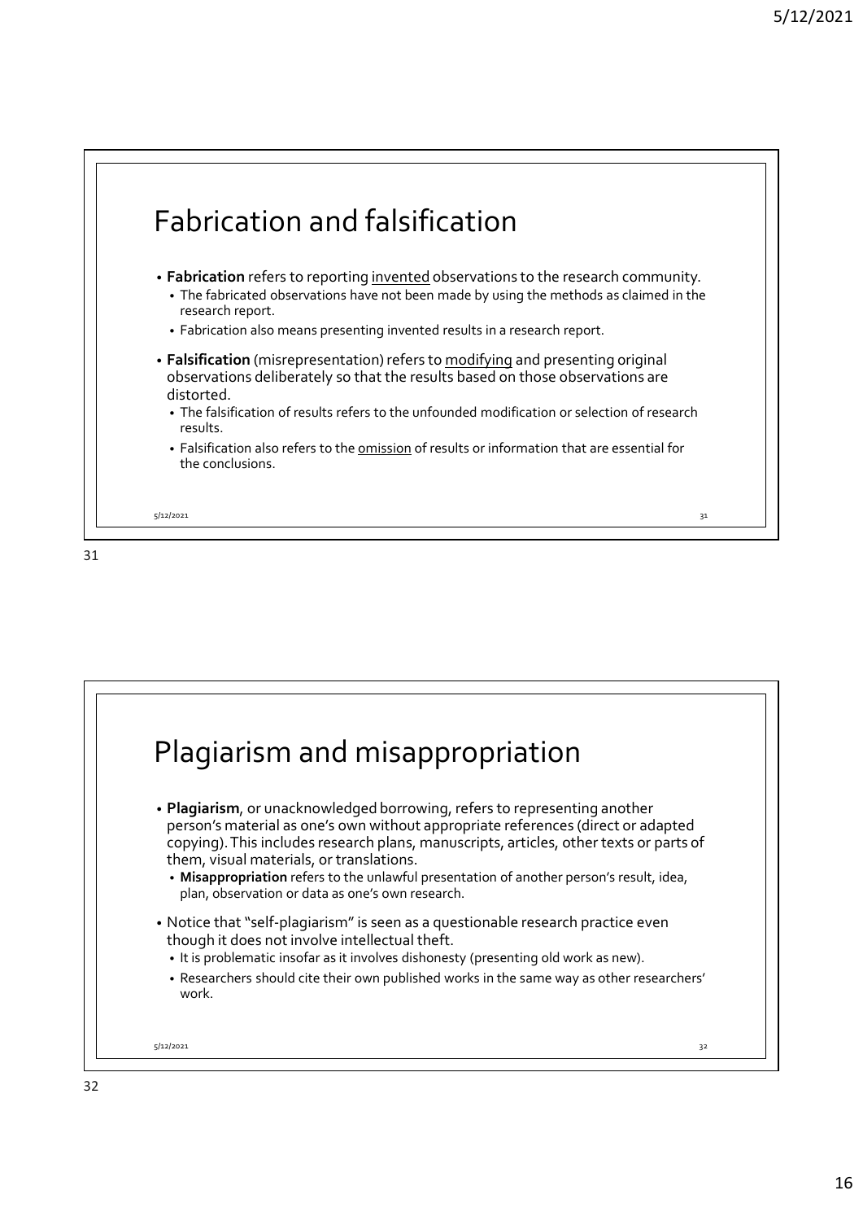## Fabrication and falsification

- **Fabrication** refers to reporting invented observations to the research community.
  - The fabricated observations have not been made by using the methods as claimed in the research report.
  - Fabrication also means presenting invented results in a research report.
- **Falsification** (misrepresentation) refers to modifying and presenting original observations deliberately so that the results based on those observations are distorted.
  - The falsification of results refers to the unfounded modification or selection of research results.
  - Falsification also refers to the omission of results or information that are essential for the conclusions.

## Plagiarism and misappropriation

- **Plagiarism**, or unacknowledged borrowing, refers to representing another person's material as one's own without appropriate references (direct or adapted copying). This includes research plans, manuscripts, articles, other texts or parts of them, visual materials, or translations.
  - **Misappropriation** refers to the unlawful presentation of another person's result, idea, plan, observation or data as one's own research.
- Notice that "self-plagiarism" is seen as a questionable research practice even though it does not involve intellectual theft.
  - It is problematic insofar as it involves dishonesty (presenting old work as new).
  - Researchers should cite their own published works in the same way as other researchers' work.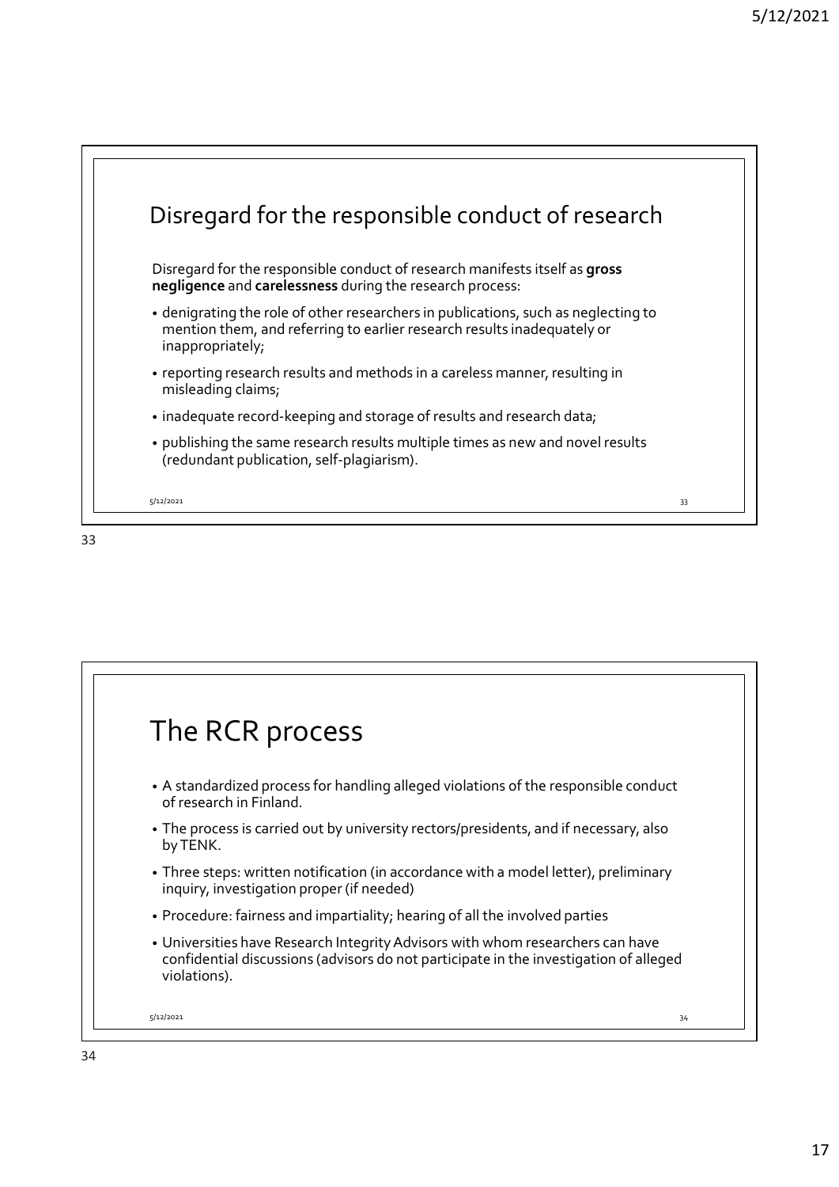## Disregard for the responsible conduct of research

Disregard for the responsible conduct of research manifests itself as **gross negligence** and **carelessness** during the research process:

- denigrating the role of other researchers in publications, such as neglecting to mention them, and referring to earlier research results inadequately or inappropriately;
- reporting research results and methods in a careless manner, resulting in misleading claims;
- inadequate record-keeping and storage of results and research data;
- publishing the same research results multiple times as new and novel results (redundant publication, self-plagiarism).

## The RCR process

- A standardized process for handling alleged violations of the responsible conduct of research in Finland.
- The process is carried out by university rectors/presidents, and if necessary, also by TENK.
- Three steps: written notification (in accordance with a model letter), preliminary inquiry, investigation proper (if needed)
- Procedure: fairness and impartiality; hearing of all the involved parties
- Universities have Research Integrity Advisors with whom researchers can have confidential discussions (advisors do not participate in the investigation of alleged violations).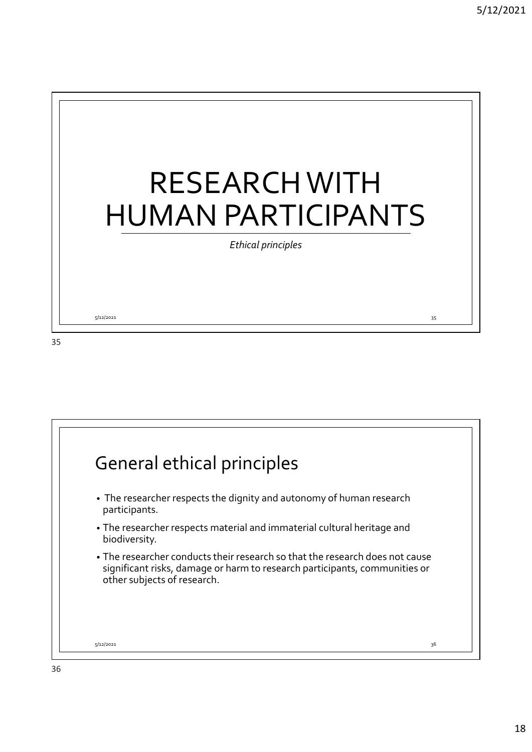# RESEARCH WITH HUMAN PARTICIPANTS

*Ethical principles*

## General ethical principles

- The researcher respects the dignity and autonomy of human research participants.
- The researcher respects material and immaterial cultural heritage and biodiversity.
- The researcher conducts their research so that the research does not cause significant risks, damage or harm to research participants, communities or other subjects of research.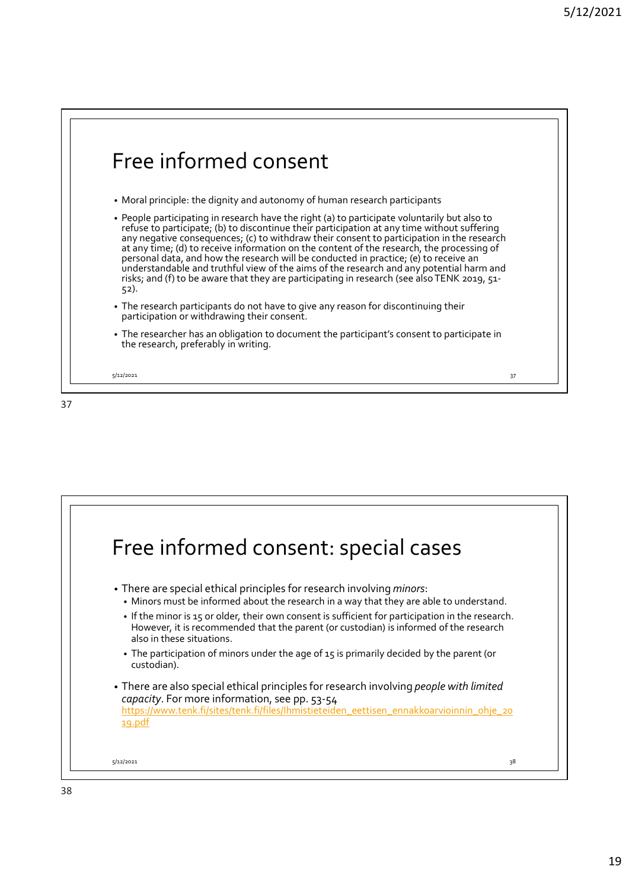# Free informed consent

- Moral principle: the dignity and autonomy of human research participants
- People participating in research have the right (a) to participate voluntarily but also to refuse to participate; (b) to discontinue their participation at any time without suffering any negative consequences; (c) to withdraw their consent to participation in the research at any time; (d) to receive information on the content of the research, the processing of personal data, and how the research will be conducted in practice; (e) to receive an understandable and truthful view of the aims of the research and any potential harm and risks; and (f) to be aware that they are participating in research (see also TENK 2019, 51-52).
- The research participants do not have to give any reason for discontinuing their participation or withdrawing their consent.
- The researcher has an obligation to document the participant's consent to participate in the research, preferably in writing.

# Free informed consent: special cases

- There are special ethical principles for research involving *minors*:
  - Minors must be informed about the research in a way that they are able to understand.
  - If the minor is 15 or older, their own consent is sufficient for participation in the research. However, it is recommended that the parent (or custodian) is informed of the research also in these situations.
  - The participation of minors under the age of 15 is primarily decided by the parent (or custodian).
- There are also special ethical principles for research involving *people with limited capacity*. For more information, see pp. 53-54 https://www.tenk.fi/sites/tenk.fi/files/Ihmistieteiden_eettisen_ennakkoarvioinnin_ohje_2019.pdf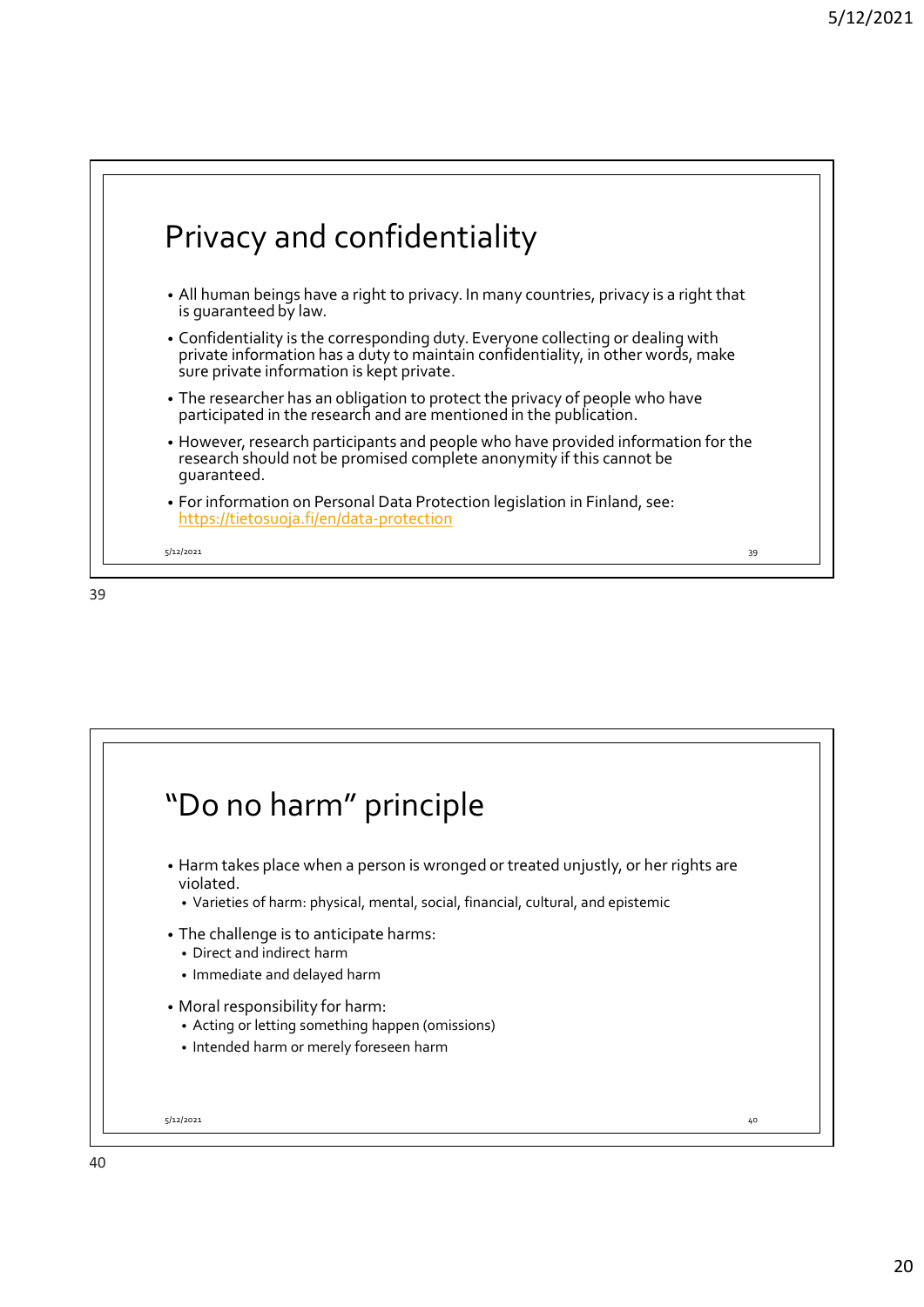# Privacy and confidentiality

- All human beings have a right to privacy. In many countries, privacy is a right that is guaranteed by law.
- Confidentiality is the corresponding duty. Everyone collecting or dealing with private information has a duty to maintain confidentiality, in other words, make sure private information is kept private.
- The researcher has an obligation to protect the privacy of people who have participated in the research and are mentioned in the publication.
- However, research participants and people who have provided information for the research should not be promised complete anonymity if this cannot be guaranteed.
- For information on Personal Data Protection legislation in Finland, see: https://tietosuoja.fi/en/data-protection

# "Do no harm" principle

- Harm takes place when a person is wronged or treated unjustly, or her rights are violated.
  - Varieties of harm: physical, mental, social, financial, cultural, and epistemic
- The challenge is to anticipate harms:
  - Direct and indirect harm
  - Immediate and delayed harm
- Moral responsibility for harm:
  - Acting or letting something happen (omissions)
  - Intended harm or merely foreseen harm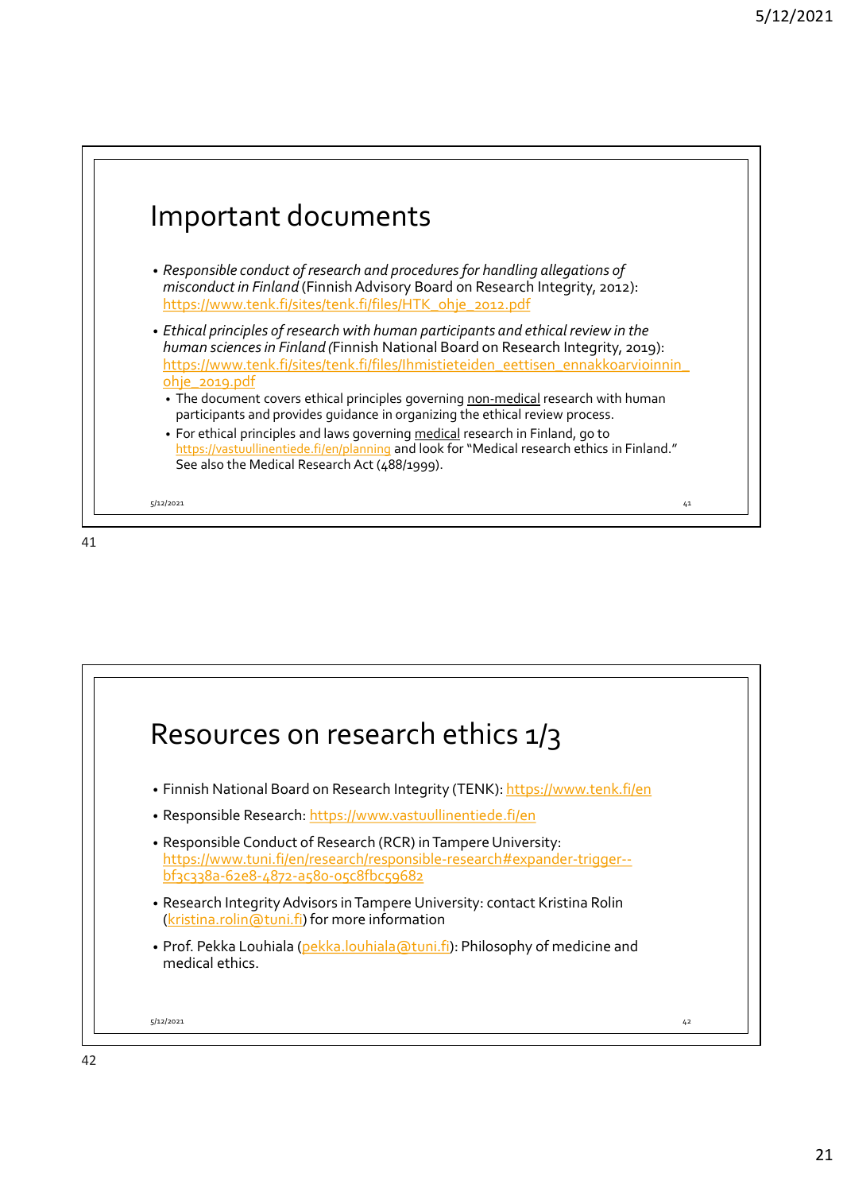# Important documents

- *Responsible conduct of research and procedures for handling allegations of misconduct in Finland* (Finnish Advisory Board on Research Integrity, 2012): https://www.tenk.fi/sites/tenk.fi/files/HTK_ohje_2012.pdf
- *Ethical principles of research with human participants and ethical review in the human sciences in Finland* (Finnish National Board on Research Integrity, 2019): https://www.tenk.fi/sites/tenk.fi/files/Ihmistieteiden_eettisen_ennakkoarvioinnin_ohje_2019.pdf
  - The document covers ethical principles governing non-medical research with human participants and provides guidance in organizing the ethical review process.
  - For ethical principles and laws governing medical research in Finland, go to https://vastuullinentiede.fi/en/planning and look for "Medical research ethics in Finland." See also the Medical Research Act (488/1999).

# Resources on research ethics 1/3

- Finnish National Board on Research Integrity (TENK): https://www.tenk.fi/en
- Responsible Research: https://www.vastuullinentiede.fi/en
- Responsible Conduct of Research (RCR) in Tampere University: https://www.tuni.fi/en/research/responsible-research#expander-trigger--bf3c338a-62e8-4872-a580-05c8fbc59682
- Research Integrity Advisors in Tampere University: contact Kristina Rolin (kristina.rolin@tuni.fi) for more information
- Prof. Pekka Louhiala (pekka.louhiala@tuni.fi): Philosophy of medicine and medical ethics.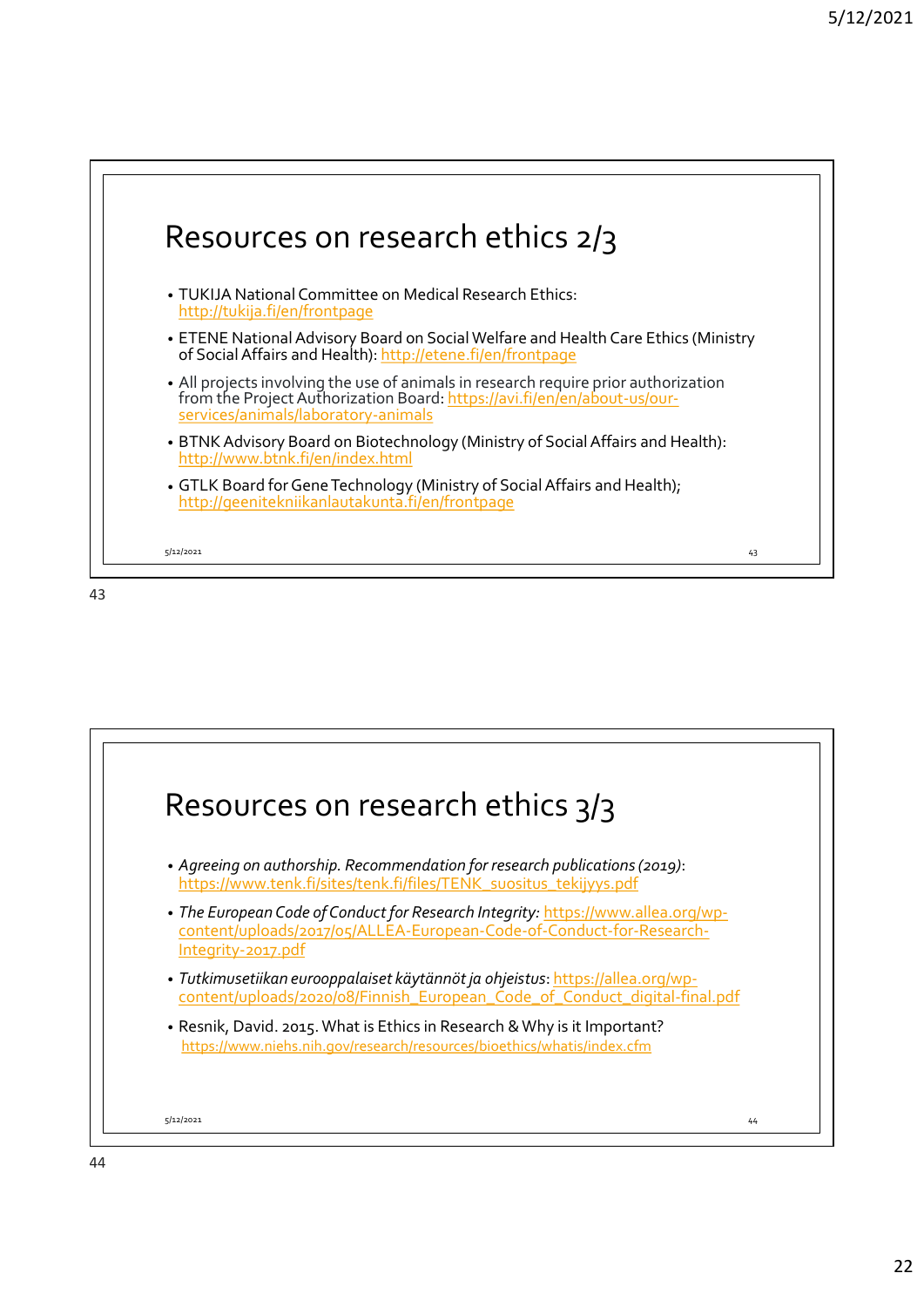# Resources on research ethics 2/3

- TUKIJA National Committee on Medical Research Ethics: http://tukija.fi/en/frontpage
- ETENE National Advisory Board on Social Welfare and Health Care Ethics (Ministry of Social Affairs and Health): http://etene.fi/en/frontpage
- All projects involving the use of animals in research require prior authorization from the Project Authorization Board: https://avi.fi/en/en/about-us/our-services/animals/laboratory-animals
- BTNK Advisory Board on Biotechnology (Ministry of Social Affairs and Health): http://www.btnk.fi/en/index.html
- GTLK Board for Gene Technology (Ministry of Social Affairs and Health); http://geenitekniikanlautakunta.fi/en/frontpage

# Resources on research ethics 3/3

- *Agreeing on authorship. Recommendation for research publications (2019)*: https://www.tenk.fi/sites/tenk.fi/files/TENK_suositus_tekijyys.pdf
- *The European Code of Conduct for Research Integrity*: https://www.allea.org/wp-content/uploads/2017/05/ALLEA-European-Code-of-Conduct-for-Research-Integrity-2017.pdf
- *Tutkimusetiikan eurooppalaiset käytännöt ja ohjeistus*: https://allea.org/wp-content/uploads/2020/08/Finnish_European_Code_of_Conduct_digital-final.pdf
- Resnik, David. 2015. What is Ethics in Research & Why is it Important? https://www.niehs.nih.gov/research/resources/bioethics/whatis/index.cfm